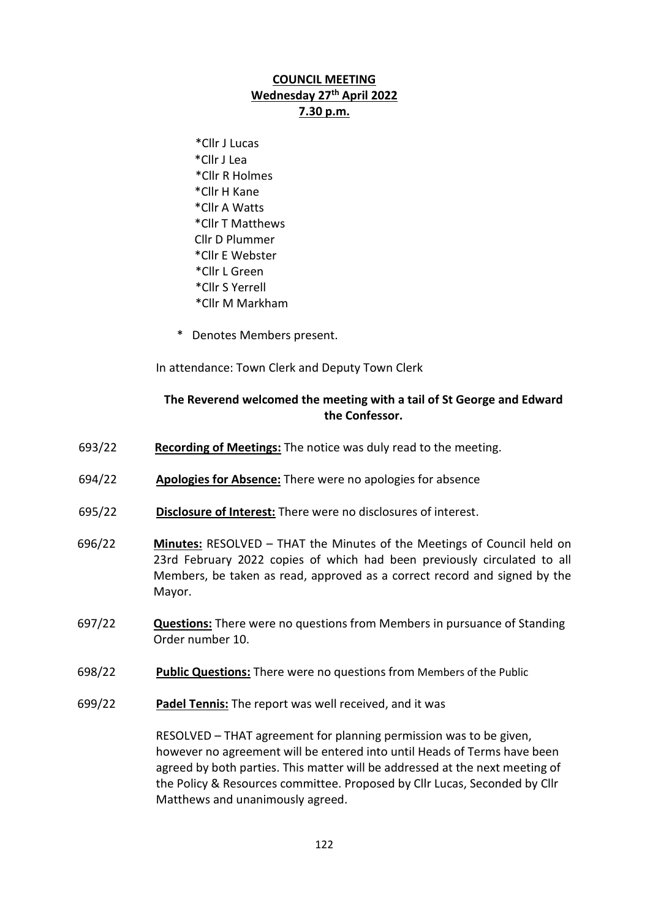**COUNCIL MEETING**
**Wednesday 27th April 2022**
**7.30 p.m.**

*Cllr J Lucas
*Cllr J Lea
*Cllr R Holmes
*Cllr H Kane
*Cllr A Watts
*Cllr T Matthews
Cllr D Plummer
*Cllr E Webster
*Cllr L Green
*Cllr S Yerrell
*Cllr M Markham

\* Denotes Members present.

In attendance: Town Clerk and Deputy Town Clerk

**The Reverend welcomed the meeting with a tail of St George and Edward the Confessor.**

693/22 **Recording of Meetings:** The notice was duly read to the meeting.

694/22 **Apologies for Absence:** There were no apologies for absence

695/22 **Disclosure of Interest:** There were no disclosures of interest.

696/22 **Minutes:** RESOLVED – THAT the Minutes of the Meetings of Council held on 23rd February 2022 copies of which had been previously circulated to all Members, be taken as read, approved as a correct record and signed by the Mayor.

697/22 **Questions:** There were no questions from Members in pursuance of Standing Order number 10.

698/22 **Public Questions:** There were no questions from Members of the Public

699/22 **Padel Tennis:** The report was well received, and it was

RESOLVED – THAT agreement for planning permission was to be given, however no agreement will be entered into until Heads of Terms have been agreed by both parties. This matter will be addressed at the next meeting of the Policy & Resources committee. Proposed by Cllr Lucas, Seconded by Cllr Matthews and unanimously agreed.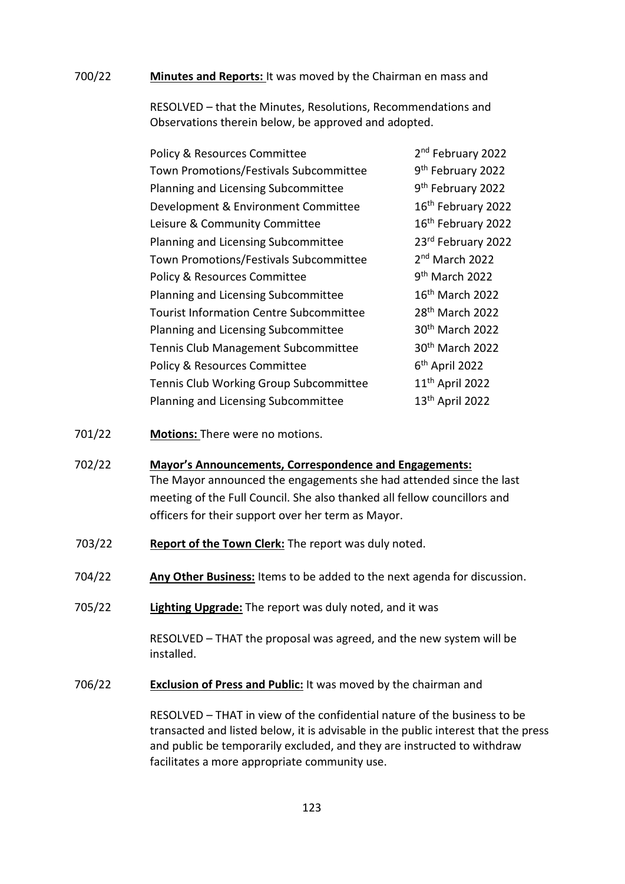700/22 **Minutes and Reports:** It was moved by the Chairman en mass and

RESOLVED – that the Minutes, Resolutions, Recommendations and Observations therein below, be approved and adopted.

| | |
|---|---|
| Policy & Resources Committee | 2nd February 2022 |
| Town Promotions/Festivals Subcommittee | 9th February 2022 |
| Planning and Licensing Subcommittee | 9th February 2022 |
| Development & Environment Committee | 16th February 2022 |
| Leisure & Community Committee | 16th February 2022 |
| Planning and Licensing Subcommittee | 23rd February 2022 |
| Town Promotions/Festivals Subcommittee | 2nd March 2022 |
| Policy & Resources Committee | 9th March 2022 |
| Planning and Licensing Subcommittee | 16th March 2022 |
| Tourist Information Centre Subcommittee | 28th March 2022 |
| Planning and Licensing Subcommittee | 30th March 2022 |
| Tennis Club Management Subcommittee | 30th March 2022 |
| Policy & Resources Committee | 6th April 2022 |
| Tennis Club Working Group Subcommittee | 11th April 2022 |
| Planning and Licensing Subcommittee | 13th April 2022 |

701/22 **Motions:** There were no motions.

702/22 **Mayor's Announcements, Correspondence and Engagements:**
The Mayor announced the engagements she had attended since the last meeting of the Full Council. She also thanked all fellow councillors and officers for their support over her term as Mayor.

703/22 **Report of the Town Clerk:** The report was duly noted.

704/22 **Any Other Business:** Items to be added to the next agenda for discussion.

705/22 **Lighting Upgrade:** The report was duly noted, and it was

RESOLVED – THAT the proposal was agreed, and the new system will be installed.

706/22 **Exclusion of Press and Public:** It was moved by the chairman and

RESOLVED – THAT in view of the confidential nature of the business to be transacted and listed below, it is advisable in the public interest that the press and public be temporarily excluded, and they are instructed to withdraw facilitates a more appropriate community use.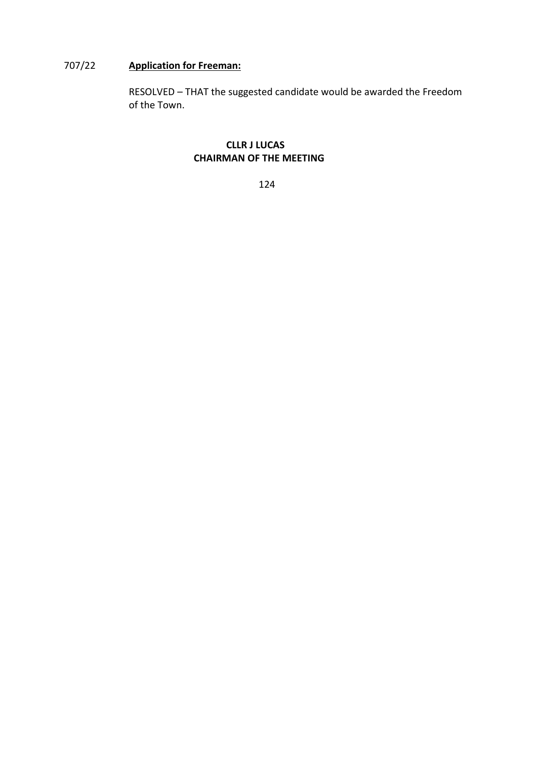707/22 **Application for Freeman:**

RESOLVED – THAT the suggested candidate would be awarded the Freedom of the Town.

**CLLR J LUCAS**
**CHAIRMAN OF THE MEETING**